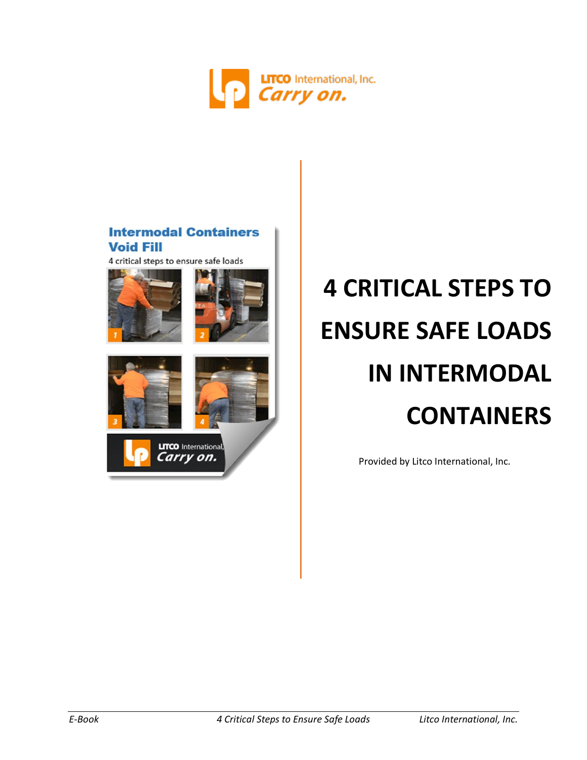LITCO International, Inc.
*Carry on.*

**Intermodal Containers Void Fill**

4 critical steps to ensure safe loads

# 4 CRITICAL STEPS TO ENSURE SAFE LOADS IN INTERMODAL CONTAINERS

Provided by Litco International, Inc.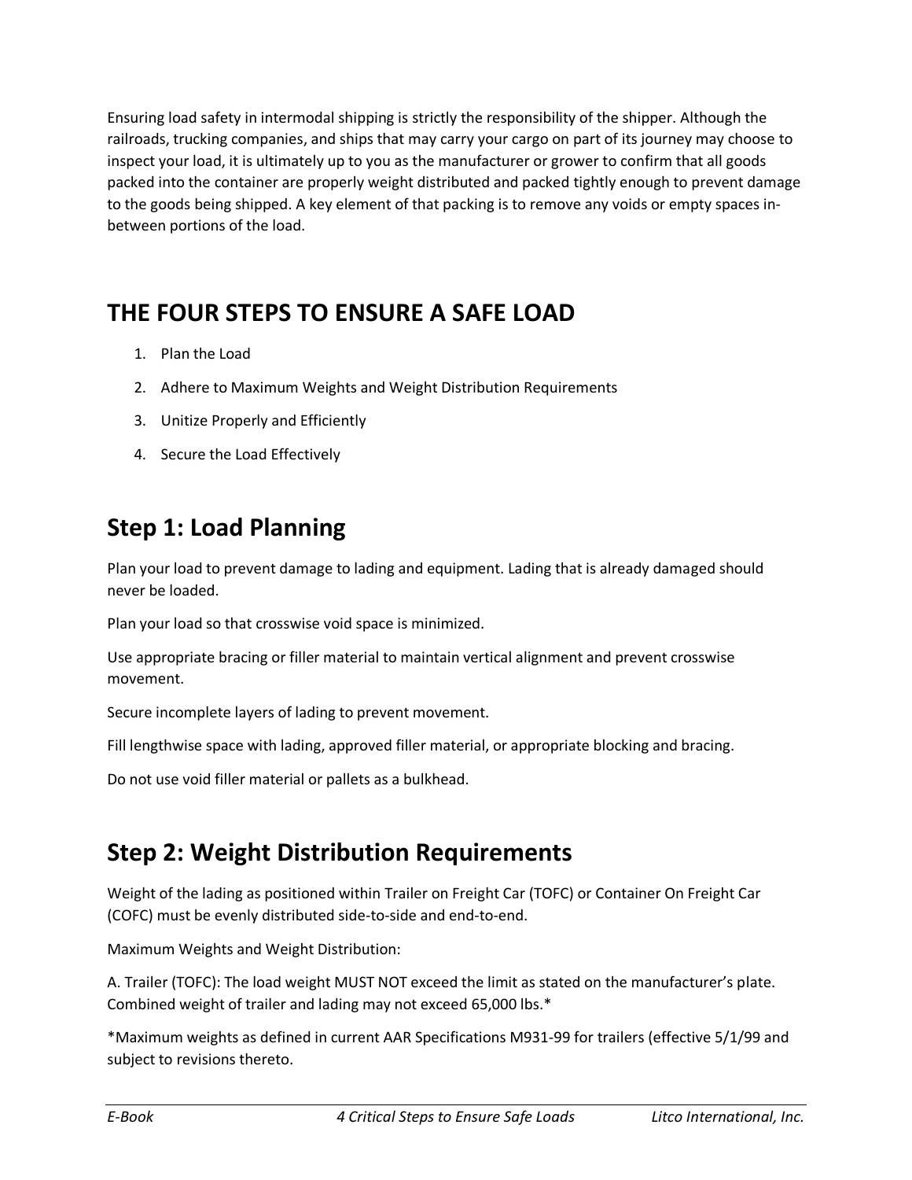Ensuring load safety in intermodal shipping is strictly the responsibility of the shipper. Although the railroads, trucking companies, and ships that may carry your cargo on part of its journey may choose to inspect your load, it is ultimately up to you as the manufacturer or grower to confirm that all goods packed into the container are properly weight distributed and packed tightly enough to prevent damage to the goods being shipped. A key element of that packing is to remove any voids or empty spaces in-between portions of the load.

# THE FOUR STEPS TO ENSURE A SAFE LOAD

1. Plan the Load
2. Adhere to Maximum Weights and Weight Distribution Requirements
3. Unitize Properly and Efficiently
4. Secure the Load Effectively

## Step 1: Load Planning

Plan your load to prevent damage to lading and equipment. Lading that is already damaged should never be loaded.

Plan your load so that crosswise void space is minimized.

Use appropriate bracing or filler material to maintain vertical alignment and prevent crosswise movement.

Secure incomplete layers of lading to prevent movement.

Fill lengthwise space with lading, approved filler material, or appropriate blocking and bracing.

Do not use void filler material or pallets as a bulkhead.

## Step 2: Weight Distribution Requirements

Weight of the lading as positioned within Trailer on Freight Car (TOFC) or Container On Freight Car (COFC) must be evenly distributed side-to-side and end-to-end.

Maximum Weights and Weight Distribution:

A. Trailer (TOFC): The load weight MUST NOT exceed the limit as stated on the manufacturer's plate. Combined weight of trailer and lading may not exceed 65,000 lbs.*

*Maximum weights as defined in current AAR Specifications M931-99 for trailers (effective 5/1/99 and subject to revisions thereto.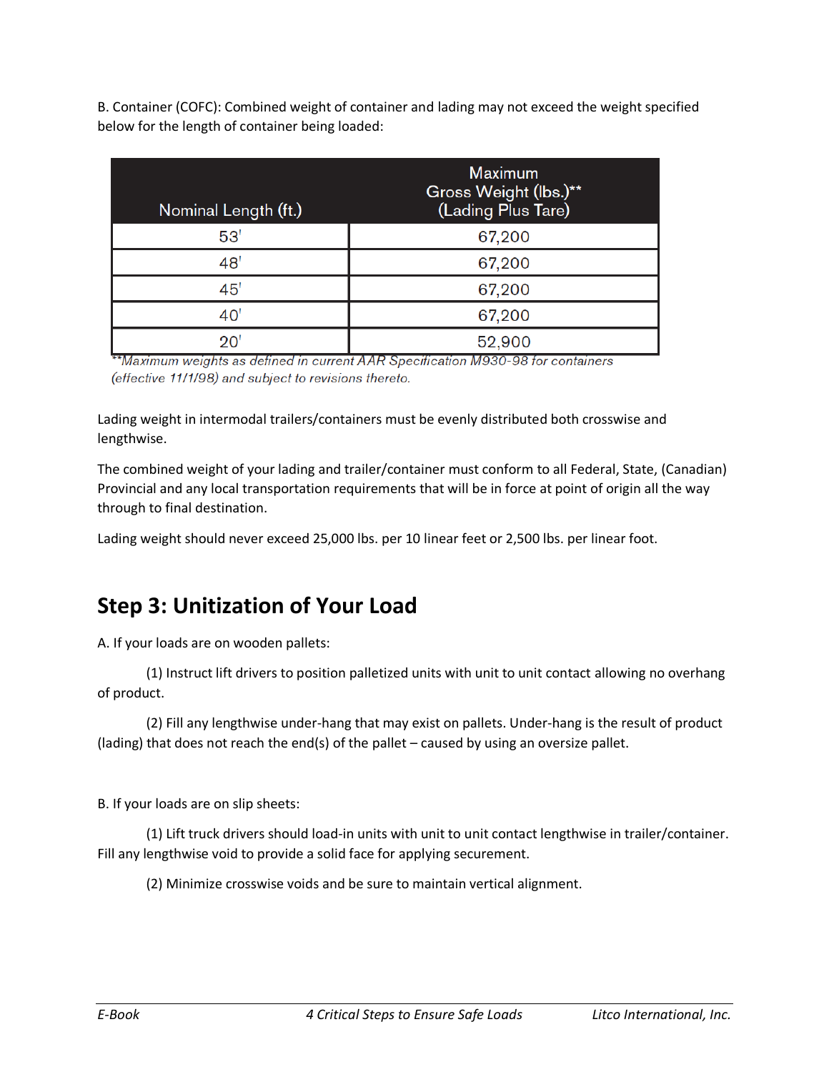B. Container (COFC): Combined weight of container and lading may not exceed the weight specified below for the length of container being loaded:

| Nominal Length (ft.) | Maximum Gross Weight (lbs.)** (Lading Plus Tare) |
|---|---|
| 53' | 67,200 |
| 48' | 67,200 |
| 45' | 67,200 |
| 40' | 67,200 |
| 20' | 52,900 |

*\*\*Maximum weights as defined in current AAR Specification M930-98 for containers (effective 11/1/98) and subject to revisions thereto.*

Lading weight in intermodal trailers/containers must be evenly distributed both crosswise and lengthwise.

The combined weight of your lading and trailer/container must conform to all Federal, State, (Canadian) Provincial and any local transportation requirements that will be in force at point of origin all the way through to final destination.

Lading weight should never exceed 25,000 lbs. per 10 linear feet or 2,500 lbs. per linear foot.

## Step 3: Unitization of Your Load

A. If your loads are on wooden pallets:

(1) Instruct lift drivers to position palletized units with unit to unit contact allowing no overhang of product.

(2) Fill any lengthwise under-hang that may exist on pallets. Under-hang is the result of product (lading) that does not reach the end(s) of the pallet – caused by using an oversize pallet.

B. If your loads are on slip sheets:

(1) Lift truck drivers should load-in units with unit to unit contact lengthwise in trailer/container. Fill any lengthwise void to provide a solid face for applying securement.

(2) Minimize crosswise voids and be sure to maintain vertical alignment.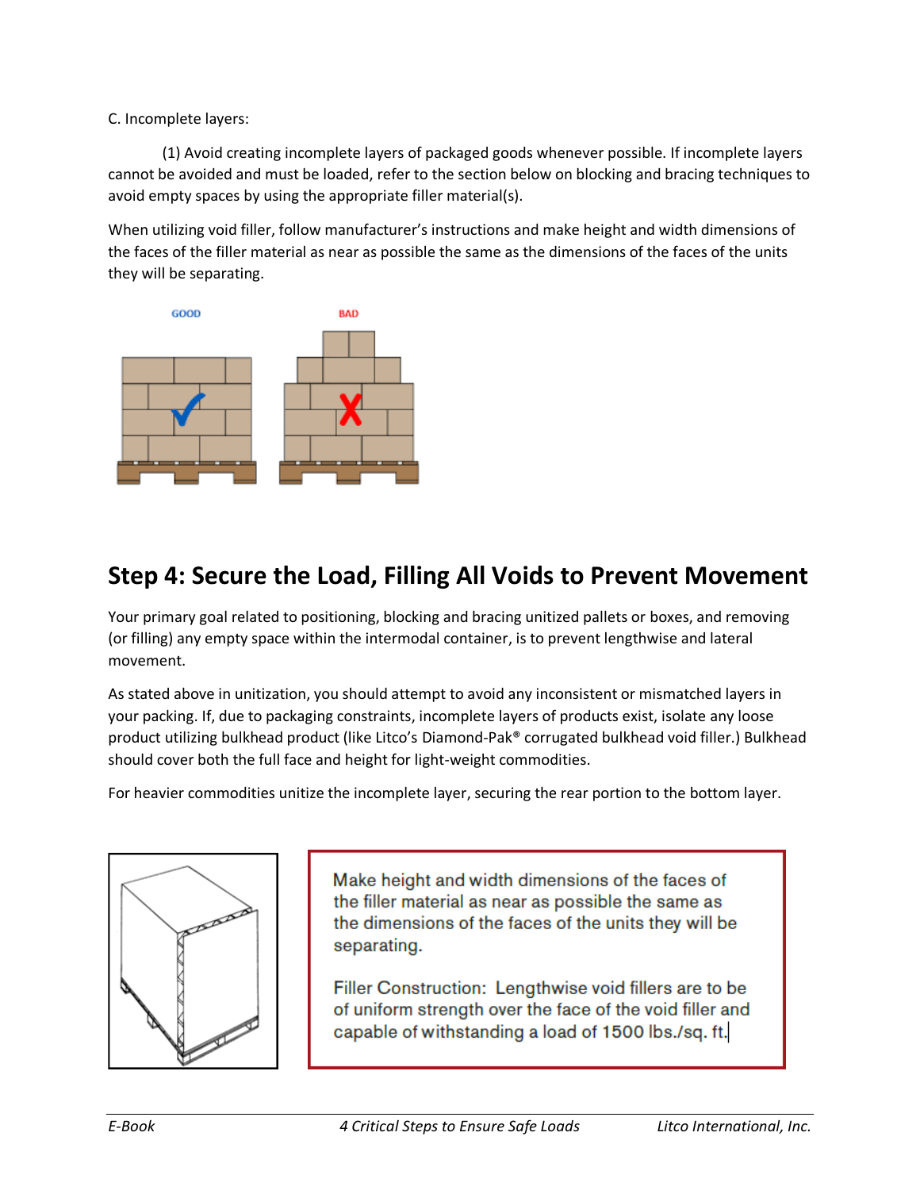C. Incomplete layers:

(1) Avoid creating incomplete layers of packaged goods whenever possible. If incomplete layers cannot be avoided and must be loaded, refer to the section below on blocking and bracing techniques to avoid empty spaces by using the appropriate filler material(s).

When utilizing void filler, follow manufacturer's instructions and make height and width dimensions of the faces of the filler material as near as possible the same as the dimensions of the faces of the units they will be separating.

GOOD

BAD

## Step 4: Secure the Load, Filling All Voids to Prevent Movement

Your primary goal related to positioning, blocking and bracing unitized pallets or boxes, and removing (or filling) any empty space within the intermodal container, is to prevent lengthwise and lateral movement.

As stated above in unitization, you should attempt to avoid any inconsistent or mismatched layers in your packing. If, due to packaging constraints, incomplete layers of products exist, isolate any loose product utilizing bulkhead product (like Litco's Diamond-Pak® corrugated bulkhead void filler.) Bulkhead should cover both the full face and height for light-weight commodities.

For heavier commodities unitize the incomplete layer, securing the rear portion to the bottom layer.

Make height and width dimensions of the faces of the filler material as near as possible the same as the dimensions of the faces of the units they will be separating.

Filler Construction: Lengthwise void fillers are to be of uniform strength over the face of the void filler and capable of withstanding a load of 1500 lbs./sq. ft.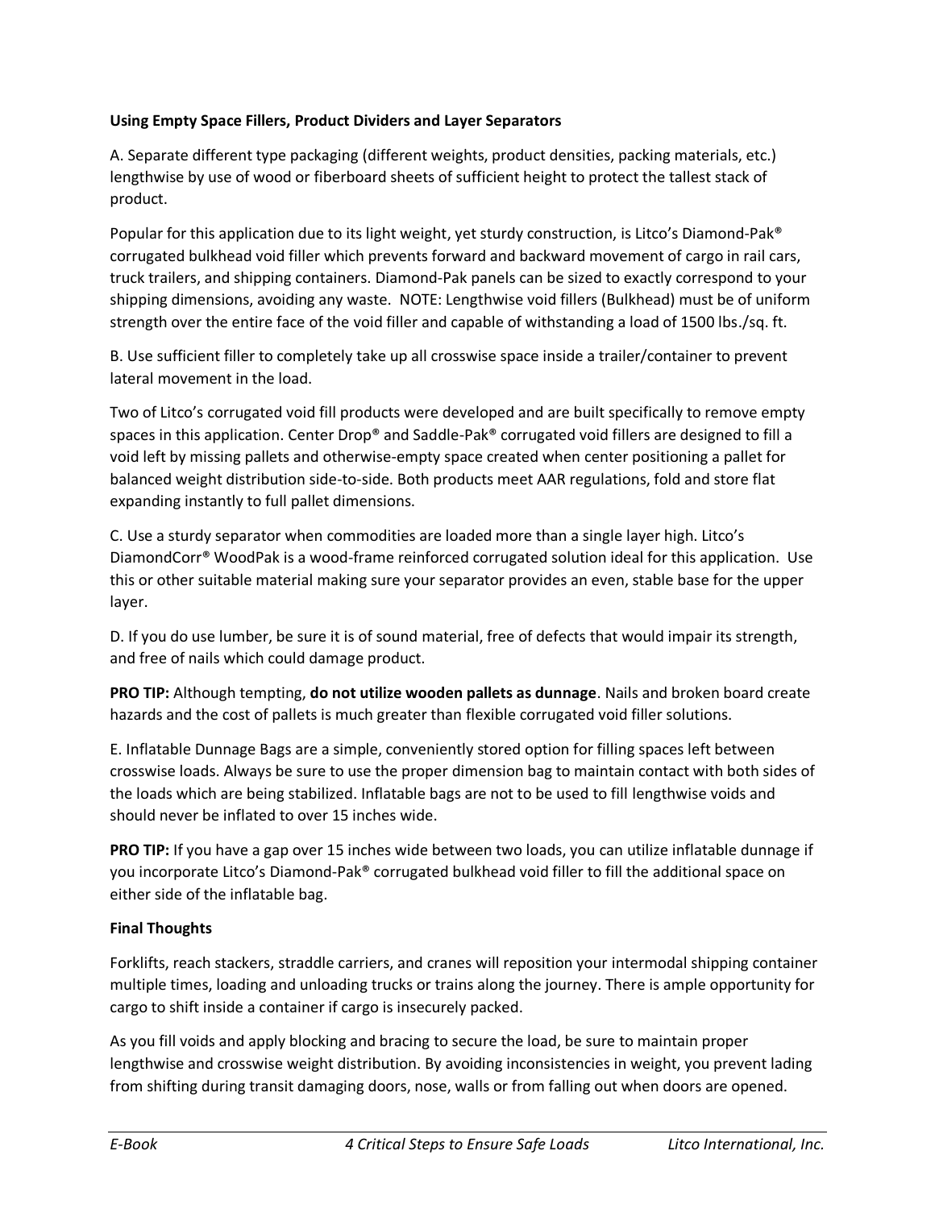**Using Empty Space Fillers, Product Dividers and Layer Separators**

A. Separate different type packaging (different weights, product densities, packing materials, etc.) lengthwise by use of wood or fiberboard sheets of sufficient height to protect the tallest stack of product.

Popular for this application due to its light weight, yet sturdy construction, is Litco's Diamond-Pak® corrugated bulkhead void filler which prevents forward and backward movement of cargo in rail cars, truck trailers, and shipping containers. Diamond-Pak panels can be sized to exactly correspond to your shipping dimensions, avoiding any waste.  NOTE: Lengthwise void fillers (Bulkhead) must be of uniform strength over the entire face of the void filler and capable of withstanding a load of 1500 lbs./sq. ft.

B. Use sufficient filler to completely take up all crosswise space inside a trailer/container to prevent lateral movement in the load.

Two of Litco's corrugated void fill products were developed and are built specifically to remove empty spaces in this application. Center Drop® and Saddle-Pak® corrugated void fillers are designed to fill a void left by missing pallets and otherwise-empty space created when center positioning a pallet for balanced weight distribution side-to-side. Both products meet AAR regulations, fold and store flat expanding instantly to full pallet dimensions.

C. Use a sturdy separator when commodities are loaded more than a single layer high. Litco's DiamondCorr® WoodPak is a wood-frame reinforced corrugated solution ideal for this application.  Use this or other suitable material making sure your separator provides an even, stable base for the upper layer.

D. If you do use lumber, be sure it is of sound material, free of defects that would impair its strength, and free of nails which could damage product.

**PRO TIP:** Although tempting, **do not utilize wooden pallets as dunnage**. Nails and broken board create hazards and the cost of pallets is much greater than flexible corrugated void filler solutions.

E. Inflatable Dunnage Bags are a simple, conveniently stored option for filling spaces left between crosswise loads. Always be sure to use the proper dimension bag to maintain contact with both sides of the loads which are being stabilized. Inflatable bags are not to be used to fill lengthwise voids and should never be inflated to over 15 inches wide.

**PRO TIP:** If you have a gap over 15 inches wide between two loads, you can utilize inflatable dunnage if you incorporate Litco's Diamond-Pak® corrugated bulkhead void filler to fill the additional space on either side of the inflatable bag.

**Final Thoughts**

Forklifts, reach stackers, straddle carriers, and cranes will reposition your intermodal shipping container multiple times, loading and unloading trucks or trains along the journey. There is ample opportunity for cargo to shift inside a container if cargo is insecurely packed.

As you fill voids and apply blocking and bracing to secure the load, be sure to maintain proper lengthwise and crosswise weight distribution. By avoiding inconsistencies in weight, you prevent lading from shifting during transit damaging doors, nose, walls or from falling out when doors are opened.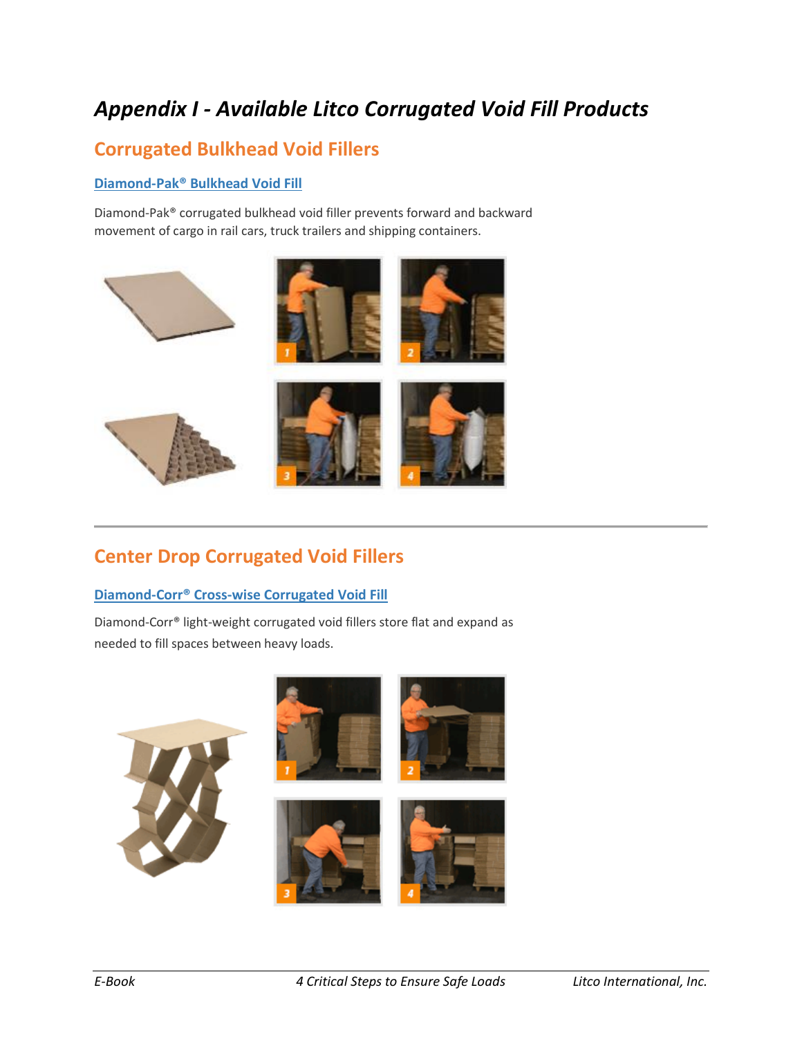# Appendix I - Available Litco Corrugated Void Fill Products

## Corrugated Bulkhead Void Fillers

### Diamond-Pak® Bulkhead Void Fill

Diamond-Pak® corrugated bulkhead void filler prevents forward and backward movement of cargo in rail cars, truck trailers and shipping containers.

## Center Drop Corrugated Void Fillers

### Diamond-Corr® Cross-wise Corrugated Void Fill

Diamond-Corr® light-weight corrugated void fillers store flat and expand as needed to fill spaces between heavy loads.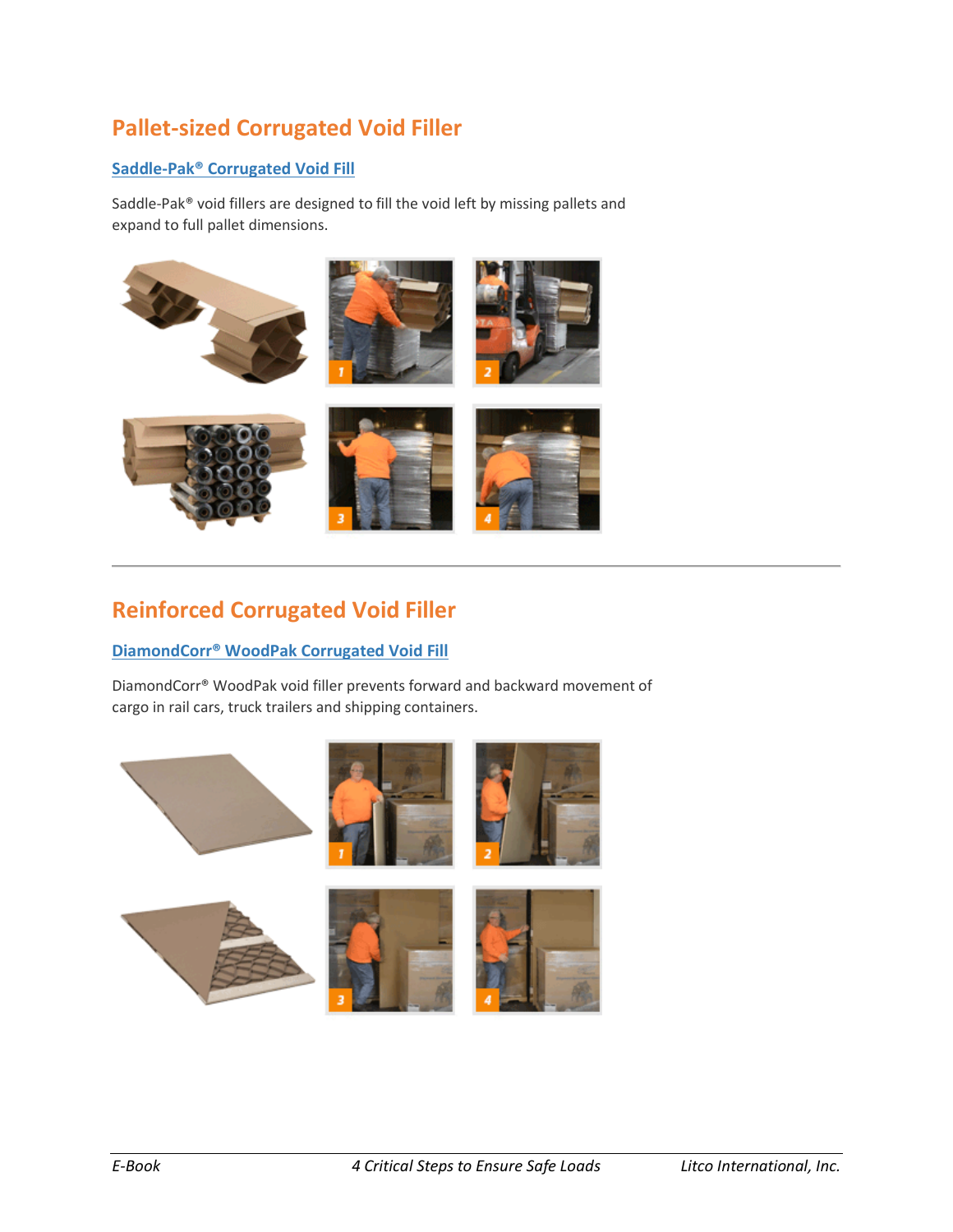## Pallet-sized Corrugated Void Filler

### Saddle-Pak® Corrugated Void Fill

Saddle-Pak® void fillers are designed to fill the void left by missing pallets and expand to full pallet dimensions.

## Reinforced Corrugated Void Filler

### DiamondCorr® WoodPak Corrugated Void Fill

DiamondCorr® WoodPak void filler prevents forward and backward movement of cargo in rail cars, truck trailers and shipping containers.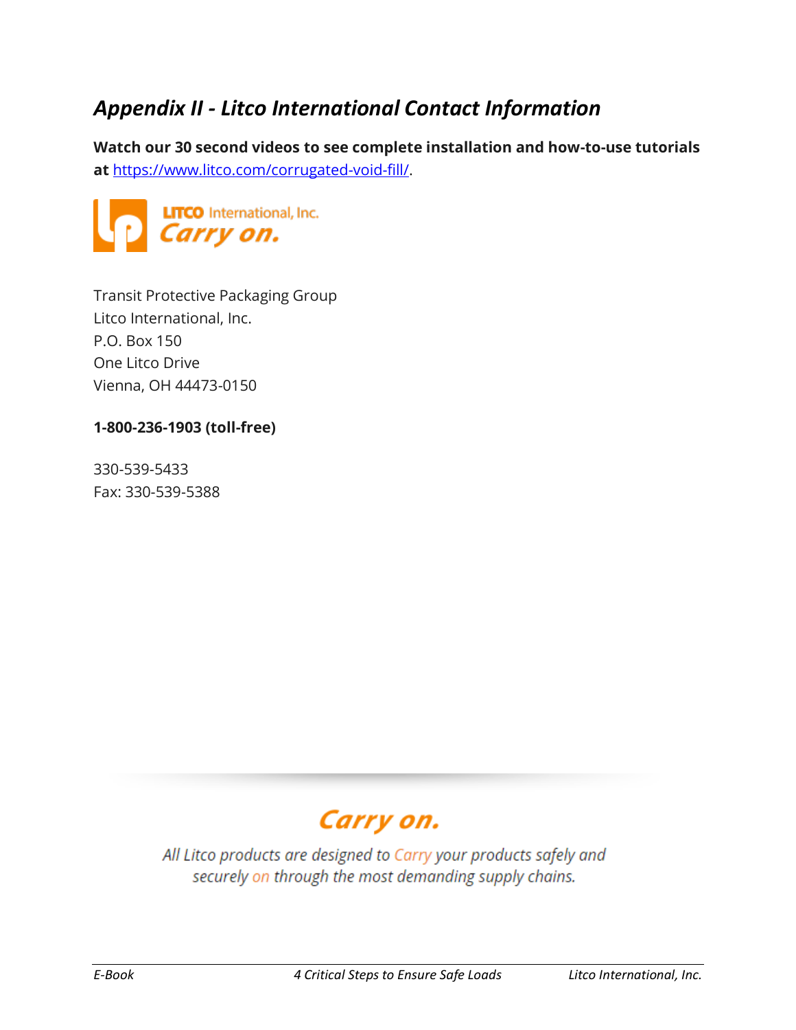## *Appendix II - Litco International Contact Information*

**Watch our 30 second videos to see complete installation and how-to-use tutorials at** https://www.litco.com/corrugated-void-fill/.

LITCO International, Inc.
*Carry on.*

Transit Protective Packaging Group
Litco International, Inc.
P.O. Box 150
One Litco Drive
Vienna, OH 44473-0150

**1-800-236-1903 (toll-free)**

330-539-5433
Fax: 330-539-5388

*Carry on.*

*All Litco products are designed to Carry your products safely and securely on through the most demanding supply chains.*